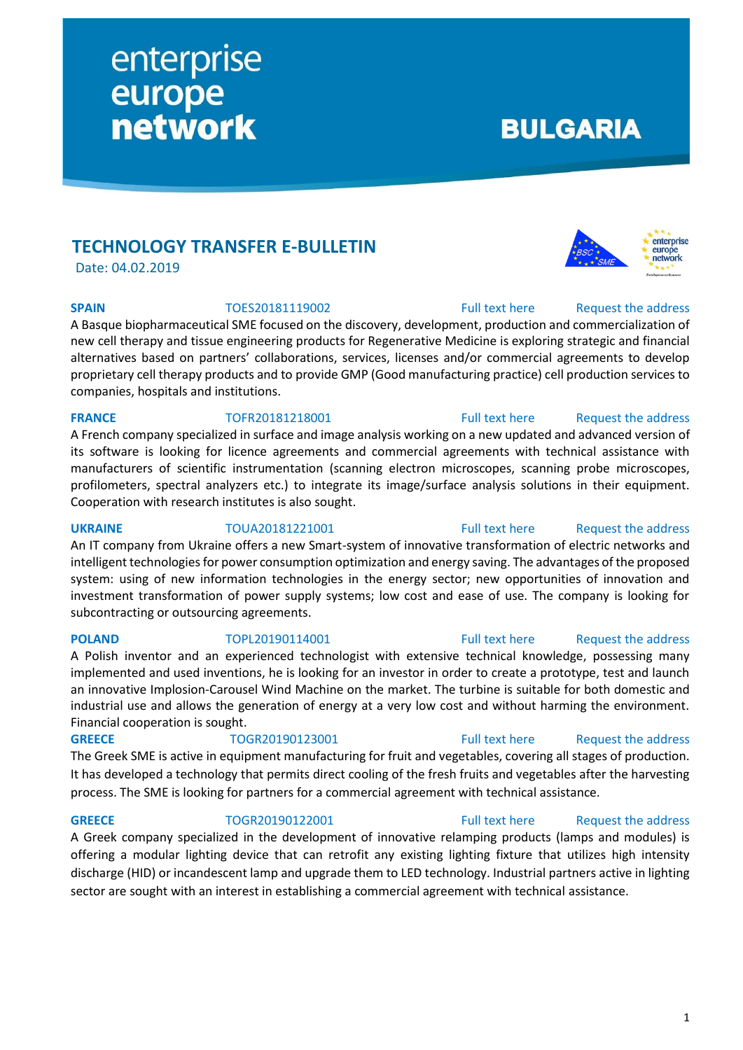enterprise europe network

BULGARIA

## TECHNOLOGY TRANSFER E-BULLETIN

Date: 04.02.2019

**SPAIN** TOES20181119002 Full text here Request the address

A Basque biopharmaceutical SME focused on the discovery, development, production and commercialization of new cell therapy and tissue engineering products for Regenerative Medicine is exploring strategic and financial alternatives based on partners' collaborations, services, licenses and/or commercial agreements to develop proprietary cell therapy products and to provide GMP (Good manufacturing practice) cell production services to companies, hospitals and institutions.

**FRANCE** TOFR20181218001 Full text here Request the address

A French company specialized in surface and image analysis working on a new updated and advanced version of its software is looking for licence agreements and commercial agreements with technical assistance with manufacturers of scientific instrumentation (scanning electron microscopes, scanning probe microscopes, profilometers, spectral analyzers etc.) to integrate its image/surface analysis solutions in their equipment. Cooperation with research institutes is also sought.

**UKRAINE** TOUA20181221001 Full text here Request the address

An IT company from Ukraine offers a new Smart-system of innovative transformation of electric networks and intelligent technologies for power consumption optimization and energy saving. The advantages of the proposed system: using of new information technologies in the energy sector; new opportunities of innovation and investment transformation of power supply systems; low cost and ease of use. The company is looking for subcontracting or outsourcing agreements.

**POLAND** TOPL20190114001 Full text here Request the address

A Polish inventor and an experienced technologist with extensive technical knowledge, possessing many implemented and used inventions, he is looking for an investor in order to create a prototype, test and launch an innovative Implosion-Carousel Wind Machine on the market. The turbine is suitable for both domestic and industrial use and allows the generation of energy at a very low cost and without harming the environment. Financial cooperation is sought.

**GREECE** TOGR20190123001 Full text here Request the address

The Greek SME is active in equipment manufacturing for fruit and vegetables, covering all stages of production. It has developed a technology that permits direct cooling of the fresh fruits and vegetables after the harvesting process. The SME is looking for partners for a commercial agreement with technical assistance.

**GREECE** TOGR20190122001 Full text here Request the address

A Greek company specialized in the development of innovative relamping products (lamps and modules) is offering a modular lighting device that can retrofit any existing lighting fixture that utilizes high intensity discharge (HID) or incandescent lamp and upgrade them to LED technology. Industrial partners active in lighting sector are sought with an interest in establishing a commercial agreement with technical assistance.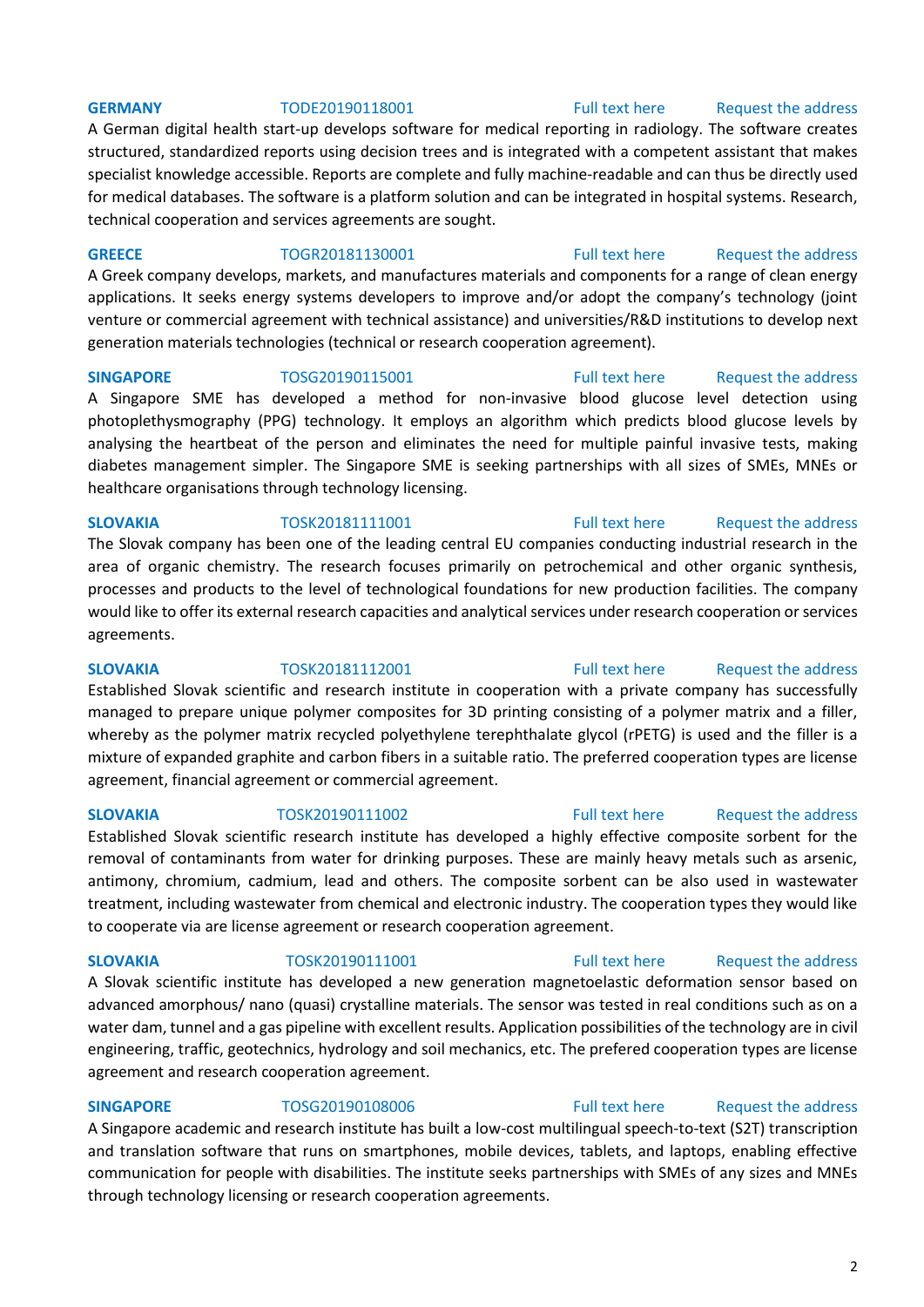**GERMANY** TODE20190118001 Full text here Request the address

A German digital health start-up develops software for medical reporting in radiology. The software creates structured, standardized reports using decision trees and is integrated with a competent assistant that makes specialist knowledge accessible. Reports are complete and fully machine-readable and can thus be directly used for medical databases. The software is a platform solution and can be integrated in hospital systems. Research, technical cooperation and services agreements are sought.

**GREECE** TOGR20181130001 Full text here Request the address

A Greek company develops, markets, and manufactures materials and components for a range of clean energy applications. It seeks energy systems developers to improve and/or adopt the company's technology (joint venture or commercial agreement with technical assistance) and universities/R&D institutions to develop next generation materials technologies (technical or research cooperation agreement).

**SINGAPORE** TOSG20190115001 Full text here Request the address

A Singapore SME has developed a method for non-invasive blood glucose level detection using photoplethysmography (PPG) technology. It employs an algorithm which predicts blood glucose levels by analysing the heartbeat of the person and eliminates the need for multiple painful invasive tests, making diabetes management simpler. The Singapore SME is seeking partnerships with all sizes of SMEs, MNEs or healthcare organisations through technology licensing.

**SLOVAKIA** TOSK20181111001 Full text here Request the address

The Slovak company has been one of the leading central EU companies conducting industrial research in the area of organic chemistry. The research focuses primarily on petrochemical and other organic synthesis, processes and products to the level of technological foundations for new production facilities. The company would like to offer its external research capacities and analytical services under research cooperation or services agreements.

**SLOVAKIA** TOSK20181112001 Full text here Request the address

Established Slovak scientific and research institute in cooperation with a private company has successfully managed to prepare unique polymer composites for 3D printing consisting of a polymer matrix and a filler, whereby as the polymer matrix recycled polyethylene terephthalate glycol (rPETG) is used and the filler is a mixture of expanded graphite and carbon fibers in a suitable ratio. The preferred cooperation types are license agreement, financial agreement or commercial agreement.

**SLOVAKIA** TOSK20190111002 Full text here Request the address

Established Slovak scientific research institute has developed a highly effective composite sorbent for the removal of contaminants from water for drinking purposes. These are mainly heavy metals such as arsenic, antimony, chromium, cadmium, lead and others. The composite sorbent can be also used in wastewater treatment, including wastewater from chemical and electronic industry. The cooperation types they would like to cooperate via are license agreement or research cooperation agreement.

**SLOVAKIA** TOSK20190111001 Full text here Request the address

A Slovak scientific institute has developed a new generation magnetoelastic deformation sensor based on advanced amorphous/ nano (quasi) crystalline materials. The sensor was tested in real conditions such as on a water dam, tunnel and a gas pipeline with excellent results. Application possibilities of the technology are in civil engineering, traffic, geotechnics, hydrology and soil mechanics, etc. The prefered cooperation types are license agreement and research cooperation agreement.

**SINGAPORE** TOSG20190108006 Full text here Request the address

A Singapore academic and research institute has built a low-cost multilingual speech-to-text (S2T) transcription and translation software that runs on smartphones, mobile devices, tablets, and laptops, enabling effective communication for people with disabilities. The institute seeks partnerships with SMEs of any sizes and MNEs through technology licensing or research cooperation agreements.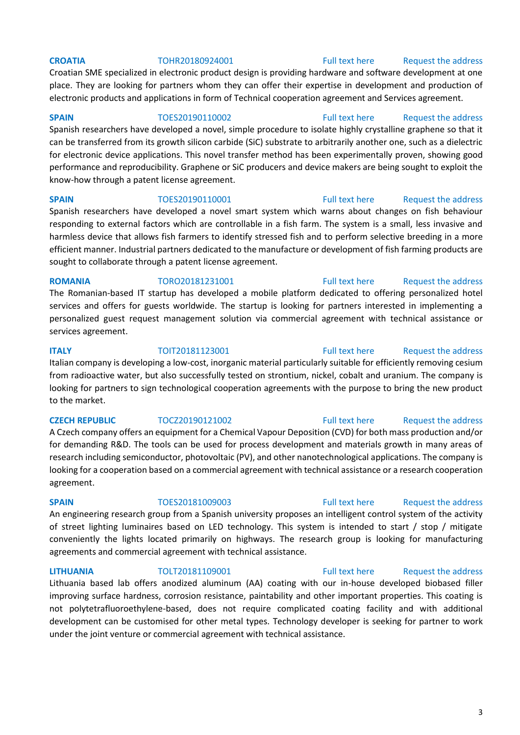**CROATIA** TOHR20180924001 Full text here Request the address

Croatian SME specialized in electronic product design is providing hardware and software development at one place. They are looking for partners whom they can offer their expertise in development and production of electronic products and applications in form of Technical cooperation agreement and Services agreement.

**SPAIN** TOES20190110002 Full text here Request the address

Spanish researchers have developed a novel, simple procedure to isolate highly crystalline graphene so that it can be transferred from its growth silicon carbide (SiC) substrate to arbitrarily another one, such as a dielectric for electronic device applications. This novel transfer method has been experimentally proven, showing good performance and reproducibility. Graphene or SiC producers and device makers are being sought to exploit the know-how through a patent license agreement.

**SPAIN** TOES20190110001 Full text here Request the address

Spanish researchers have developed a novel smart system which warns about changes on fish behaviour responding to external factors which are controllable in a fish farm. The system is a small, less invasive and harmless device that allows fish farmers to identify stressed fish and to perform selective breeding in a more efficient manner. Industrial partners dedicated to the manufacture or development of fish farming products are sought to collaborate through a patent license agreement.

**ROMANIA** TORO20181231001 Full text here Request the address

The Romanian-based IT startup has developed a mobile platform dedicated to offering personalized hotel services and offers for guests worldwide. The startup is looking for partners interested in implementing a personalized guest request management solution via commercial agreement with technical assistance or services agreement.

**ITALY** TOIT20181123001 Full text here Request the address

Italian company is developing a low-cost, inorganic material particularly suitable for efficiently removing cesium from radioactive water, but also successfully tested on strontium, nickel, cobalt and uranium. The company is looking for partners to sign technological cooperation agreements with the purpose to bring the new product to the market.

**CZECH REPUBLIC** TOCZ20190121002 Full text here Request the address

A Czech company offers an equipment for a Chemical Vapour Deposition (CVD) for both mass production and/or for demanding R&D. The tools can be used for process development and materials growth in many areas of research including semiconductor, photovoltaic (PV), and other nanotechnological applications. The company is looking for a cooperation based on a commercial agreement with technical assistance or a research cooperation agreement.

**SPAIN** TOES20181009003 Full text here Request the address

An engineering research group from a Spanish university proposes an intelligent control system of the activity of street lighting luminaires based on LED technology. This system is intended to start / stop / mitigate conveniently the lights located primarily on highways. The research group is looking for manufacturing agreements and commercial agreement with technical assistance.

**LITHUANIA** TOLT20181109001 Full text here Request the address

Lithuania based lab offers anodized aluminum (AA) coating with our in-house developed biobased filler improving surface hardness, corrosion resistance, paintability and other important properties. This coating is not polytetrafluoroethylene-based, does not require complicated coating facility and with additional development can be customised for other metal types. Technology developer is seeking for partner to work under the joint venture or commercial agreement with technical assistance.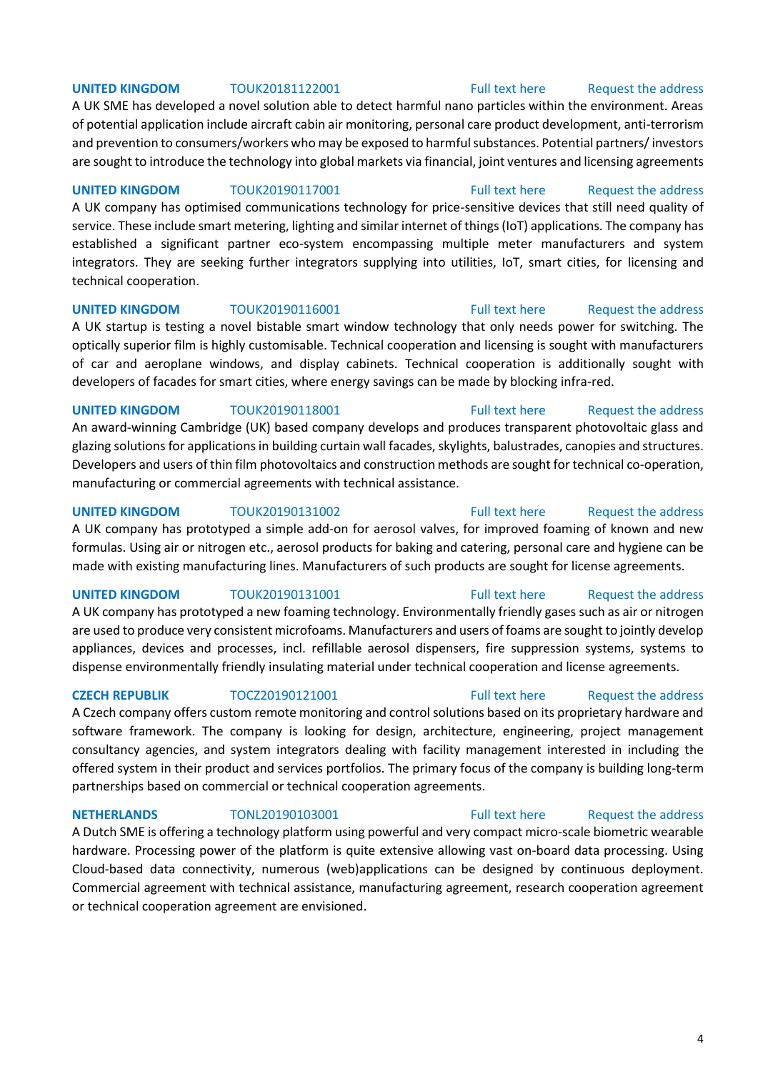**UNITED KINGDOM** TOUK20181122001 Full text here Request the address

A UK SME has developed a novel solution able to detect harmful nano particles within the environment. Areas of potential application include aircraft cabin air monitoring, personal care product development, anti-terrorism and prevention to consumers/workers who may be exposed to harmful substances. Potential partners/ investors are sought to introduce the technology into global markets via financial, joint ventures and licensing agreements

**UNITED KINGDOM** TOUK20190117001 Full text here Request the address

A UK company has optimised communications technology for price-sensitive devices that still need quality of service. These include smart metering, lighting and similar internet of things (IoT) applications. The company has established a significant partner eco-system encompassing multiple meter manufacturers and system integrators. They are seeking further integrators supplying into utilities, IoT, smart cities, for licensing and technical cooperation.

**UNITED KINGDOM** TOUK20190116001 Full text here Request the address

A UK startup is testing a novel bistable smart window technology that only needs power for switching. The optically superior film is highly customisable. Technical cooperation and licensing is sought with manufacturers of car and aeroplane windows, and display cabinets. Technical cooperation is additionally sought with developers of facades for smart cities, where energy savings can be made by blocking infra-red.

**UNITED KINGDOM** TOUK20190118001 Full text here Request the address

An award-winning Cambridge (UK) based company develops and produces transparent photovoltaic glass and glazing solutions for applications in building curtain wall facades, skylights, balustrades, canopies and structures. Developers and users of thin film photovoltaics and construction methods are sought for technical co-operation, manufacturing or commercial agreements with technical assistance.

**UNITED KINGDOM** TOUK20190131002 Full text here Request the address

A UK company has prototyped a simple add-on for aerosol valves, for improved foaming of known and new formulas. Using air or nitrogen etc., aerosol products for baking and catering, personal care and hygiene can be made with existing manufacturing lines. Manufacturers of such products are sought for license agreements.

**UNITED KINGDOM** TOUK20190131001 Full text here Request the address

A UK company has prototyped a new foaming technology. Environmentally friendly gases such as air or nitrogen are used to produce very consistent microfoams. Manufacturers and users of foams are sought to jointly develop appliances, devices and processes, incl. refillable aerosol dispensers, fire suppression systems, systems to dispense environmentally friendly insulating material under technical cooperation and license agreements.

**CZECH REPUBLIK** TOCZ20190121001 Full text here Request the address

A Czech company offers custom remote monitoring and control solutions based on its proprietary hardware and software framework. The company is looking for design, architecture, engineering, project management consultancy agencies, and system integrators dealing with facility management interested in including the offered system in their product and services portfolios. The primary focus of the company is building long-term partnerships based on commercial or technical cooperation agreements.

**NETHERLANDS** TONL20190103001 Full text here Request the address

A Dutch SME is offering a technology platform using powerful and very compact micro-scale biometric wearable hardware. Processing power of the platform is quite extensive allowing vast on-board data processing. Using Cloud-based data connectivity, numerous (web)applications can be designed by continuous deployment. Commercial agreement with technical assistance, manufacturing agreement, research cooperation agreement or technical cooperation agreement are envisioned.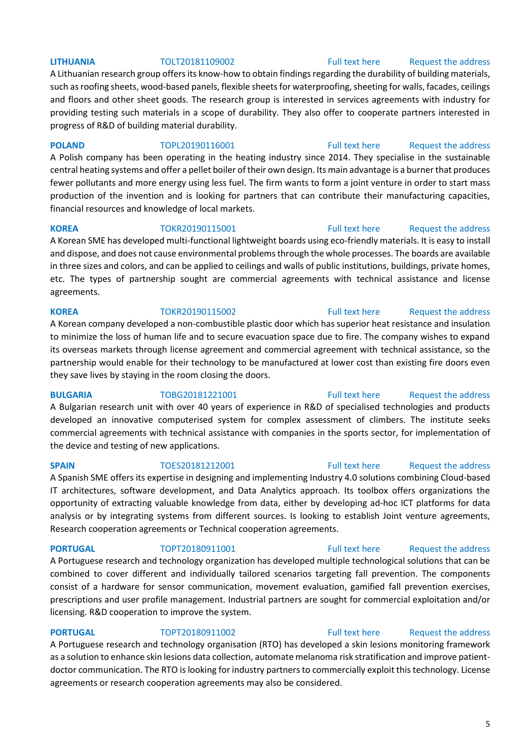**LITHUANIA** TOLT20181109002 Full text here Request the address

A Lithuanian research group offers its know-how to obtain findings regarding the durability of building materials, such as roofing sheets, wood-based panels, flexible sheets for waterproofing, sheeting for walls, facades, ceilings and floors and other sheet goods. The research group is interested in services agreements with industry for providing testing such materials in a scope of durability. They also offer to cooperate partners interested in progress of R&D of building material durability.

**POLAND** TOPL20190116001 Full text here Request the address

A Polish company has been operating in the heating industry since 2014. They specialise in the sustainable central heating systems and offer a pellet boiler of their own design. Its main advantage is a burner that produces fewer pollutants and more energy using less fuel. The firm wants to form a joint venture in order to start mass production of the invention and is looking for partners that can contribute their manufacturing capacities, financial resources and knowledge of local markets.

**KOREA** TOKR20190115001 Full text here Request the address

A Korean SME has developed multi-functional lightweight boards using eco-friendly materials. It is easy to install and dispose, and does not cause environmental problems through the whole processes. The boards are available in three sizes and colors, and can be applied to ceilings and walls of public institutions, buildings, private homes, etc. The types of partnership sought are commercial agreements with technical assistance and license agreements.

**KOREA** TOKR20190115002 Full text here Request the address

A Korean company developed a non-combustible plastic door which has superior heat resistance and insulation to minimize the loss of human life and to secure evacuation space due to fire. The company wishes to expand its overseas markets through license agreement and commercial agreement with technical assistance, so the partnership would enable for their technology to be manufactured at lower cost than existing fire doors even they save lives by staying in the room closing the doors.

**BULGARIA** TOBG20181221001 Full text here Request the address

A Bulgarian research unit with over 40 years of experience in R&D of specialised technologies and products developed an innovative computerised system for complex assessment of climbers. The institute seeks commercial agreements with technical assistance with companies in the sports sector, for implementation of the device and testing of new applications.

**SPAIN** TOES20181212001 Full text here Request the address

A Spanish SME offers its expertise in designing and implementing Industry 4.0 solutions combining Cloud-based IT architectures, software development, and Data Analytics approach. Its toolbox offers organizations the opportunity of extracting valuable knowledge from data, either by developing ad-hoc ICT platforms for data analysis or by integrating systems from different sources. Is looking to establish Joint venture agreements, Research cooperation agreements or Technical cooperation agreements.

**PORTUGAL** TOPT20180911001 Full text here Request the address

A Portuguese research and technology organization has developed multiple technological solutions that can be combined to cover different and individually tailored scenarios targeting fall prevention. The components consist of a hardware for sensor communication, movement evaluation, gamified fall prevention exercises, prescriptions and user profile management. Industrial partners are sought for commercial exploitation and/or licensing. R&D cooperation to improve the system.

**PORTUGAL** TOPT20180911002 Full text here Request the address

A Portuguese research and technology organisation (RTO) has developed a skin lesions monitoring framework as a solution to enhance skin lesions data collection, automate melanoma risk stratification and improve patient-doctor communication. The RTO is looking for industry partners to commercially exploit this technology. License agreements or research cooperation agreements may also be considered.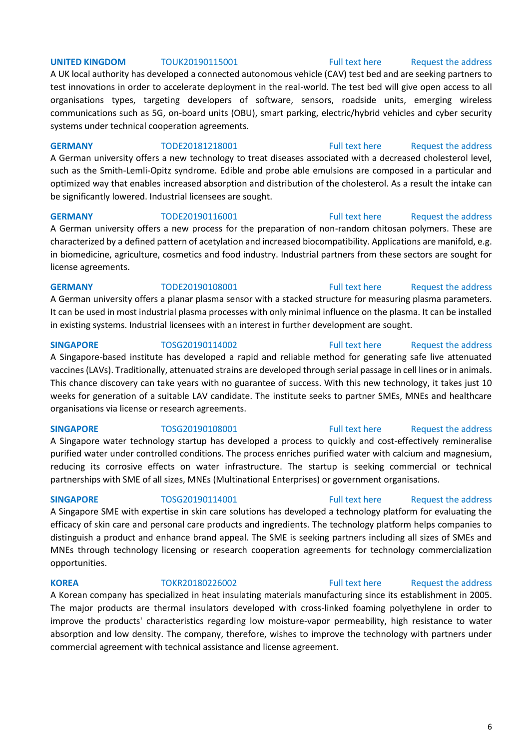**UNITED KINGDOM** TOUK20190115001 Full text here Request the address

A UK local authority has developed a connected autonomous vehicle (CAV) test bed and are seeking partners to test innovations in order to accelerate deployment in the real-world. The test bed will give open access to all organisations types, targeting developers of software, sensors, roadside units, emerging wireless communications such as 5G, on-board units (OBU), smart parking, electric/hybrid vehicles and cyber security systems under technical cooperation agreements.

**GERMANY** TODE20181218001 Full text here Request the address

A German university offers a new technology to treat diseases associated with a decreased cholesterol level, such as the Smith-Lemli-Opitz syndrome. Edible and probe able emulsions are composed in a particular and optimized way that enables increased absorption and distribution of the cholesterol. As a result the intake can be significantly lowered. Industrial licensees are sought.

**GERMANY** TODE20190116001 Full text here Request the address

A German university offers a new process for the preparation of non-random chitosan polymers. These are characterized by a defined pattern of acetylation and increased biocompatibility. Applications are manifold, e.g. in biomedicine, agriculture, cosmetics and food industry. Industrial partners from these sectors are sought for license agreements.

**GERMANY** TODE20190108001 Full text here Request the address

A German university offers a planar plasma sensor with a stacked structure for measuring plasma parameters. It can be used in most industrial plasma processes with only minimal influence on the plasma. It can be installed in existing systems. Industrial licensees with an interest in further development are sought.

**SINGAPORE** TOSG20190114002 Full text here Request the address

A Singapore-based institute has developed a rapid and reliable method for generating safe live attenuated vaccines (LAVs). Traditionally, attenuated strains are developed through serial passage in cell lines or in animals. This chance discovery can take years with no guarantee of success. With this new technology, it takes just 10 weeks for generation of a suitable LAV candidate. The institute seeks to partner SMEs, MNEs and healthcare organisations via license or research agreements.

**SINGAPORE** TOSG20190108001 Full text here Request the address

A Singapore water technology startup has developed a process to quickly and cost-effectively remineralise purified water under controlled conditions. The process enriches purified water with calcium and magnesium, reducing its corrosive effects on water infrastructure. The startup is seeking commercial or technical partnerships with SME of all sizes, MNEs (Multinational Enterprises) or government organisations.

**SINGAPORE** TOSG20190114001 Full text here Request the address

A Singapore SME with expertise in skin care solutions has developed a technology platform for evaluating the efficacy of skin care and personal care products and ingredients. The technology platform helps companies to distinguish a product and enhance brand appeal. The SME is seeking partners including all sizes of SMEs and MNEs through technology licensing or research cooperation agreements for technology commercialization opportunities.

**KOREA** TOKR20180226002 Full text here Request the address

A Korean company has specialized in heat insulating materials manufacturing since its establishment in 2005. The major products are thermal insulators developed with cross-linked foaming polyethylene in order to improve the products' characteristics regarding low moisture-vapor permeability, high resistance to water absorption and low density. The company, therefore, wishes to improve the technology with partners under commercial agreement with technical assistance and license agreement.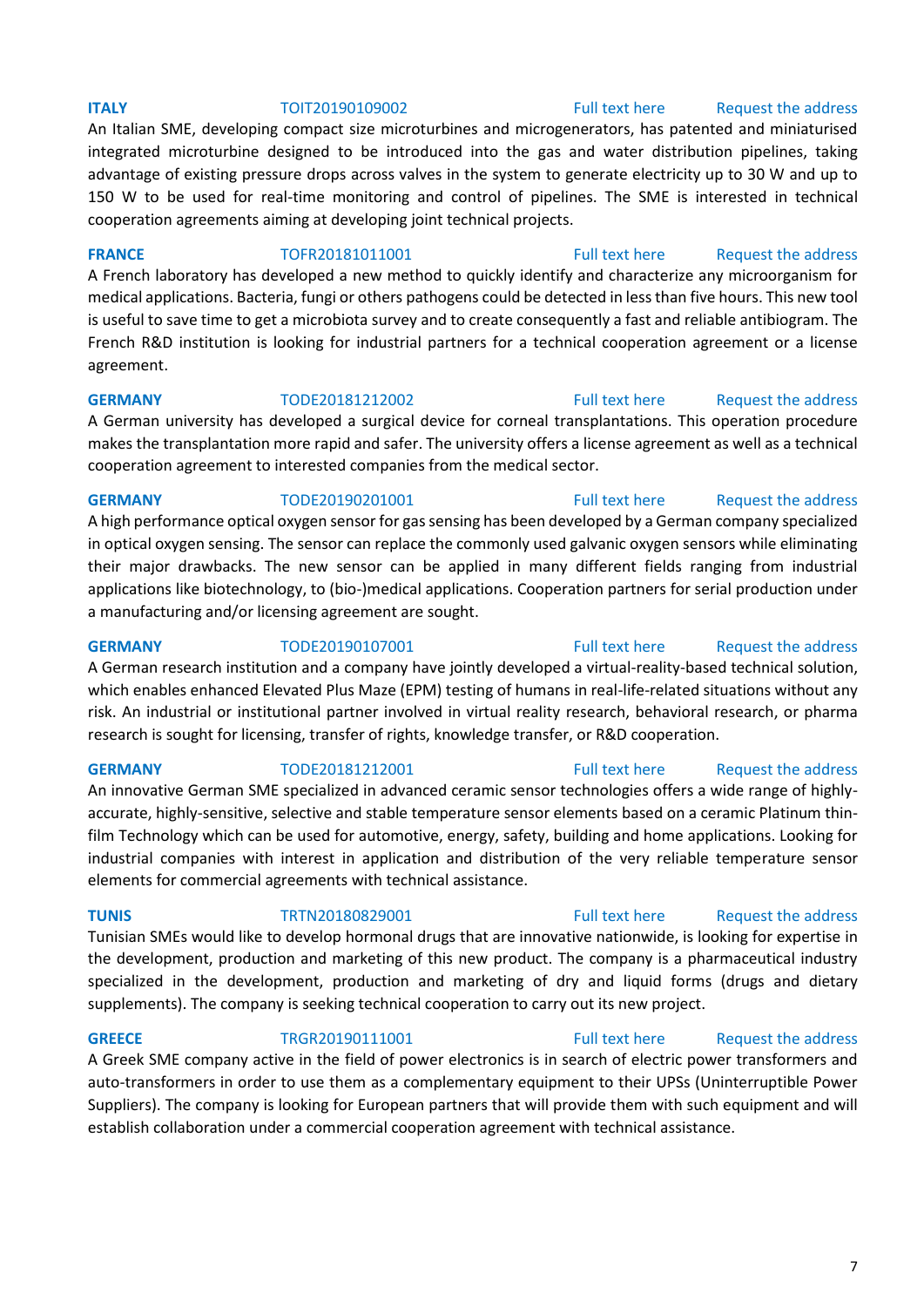**ITALY** TOIT20190109002 Full text here Request the address

An Italian SME, developing compact size microturbines and microgenerators, has patented and miniaturised integrated microturbine designed to be introduced into the gas and water distribution pipelines, taking advantage of existing pressure drops across valves in the system to generate electricity up to 30 W and up to 150 W to be used for real-time monitoring and control of pipelines. The SME is interested in technical cooperation agreements aiming at developing joint technical projects.

**FRANCE** TOFR20181011001 Full text here Request the address

A French laboratory has developed a new method to quickly identify and characterize any microorganism for medical applications. Bacteria, fungi or others pathogens could be detected in less than five hours. This new tool is useful to save time to get a microbiota survey and to create consequently a fast and reliable antibiogram. The French R&D institution is looking for industrial partners for a technical cooperation agreement or a license agreement.

**GERMANY** TODE20181212002 Full text here Request the address

A German university has developed a surgical device for corneal transplantations. This operation procedure makes the transplantation more rapid and safer. The university offers a license agreement as well as a technical cooperation agreement to interested companies from the medical sector.

**GERMANY** TODE20190201001 Full text here Request the address

A high performance optical oxygen sensor for gas sensing has been developed by a German company specialized in optical oxygen sensing. The sensor can replace the commonly used galvanic oxygen sensors while eliminating their major drawbacks. The new sensor can be applied in many different fields ranging from industrial applications like biotechnology, to (bio-)medical applications. Cooperation partners for serial production under a manufacturing and/or licensing agreement are sought.

**GERMANY** TODE20190107001 Full text here Request the address

A German research institution and a company have jointly developed a virtual-reality-based technical solution, which enables enhanced Elevated Plus Maze (EPM) testing of humans in real-life-related situations without any risk. An industrial or institutional partner involved in virtual reality research, behavioral research, or pharma research is sought for licensing, transfer of rights, knowledge transfer, or R&D cooperation.

**GERMANY** TODE20181212001 Full text here Request the address

An innovative German SME specialized in advanced ceramic sensor technologies offers a wide range of highly-accurate, highly-sensitive, selective and stable temperature sensor elements based on a ceramic Platinum thin-film Technology which can be used for automotive, energy, safety, building and home applications. Looking for industrial companies with interest in application and distribution of the very reliable temperature sensor elements for commercial agreements with technical assistance.

**TUNIS** TRTN20180829001 Full text here Request the address

Tunisian SMEs would like to develop hormonal drugs that are innovative nationwide, is looking for expertise in the development, production and marketing of this new product. The company is a pharmaceutical industry specialized in the development, production and marketing of dry and liquid forms (drugs and dietary supplements). The company is seeking technical cooperation to carry out its new project.

**GREECE** TRGR20190111001 Full text here Request the address

A Greek SME company active in the field of power electronics is in search of electric power transformers and auto-transformers in order to use them as a complementary equipment to their UPSs (Uninterruptible Power Suppliers). The company is looking for European partners that will provide them with such equipment and will establish collaboration under a commercial cooperation agreement with technical assistance.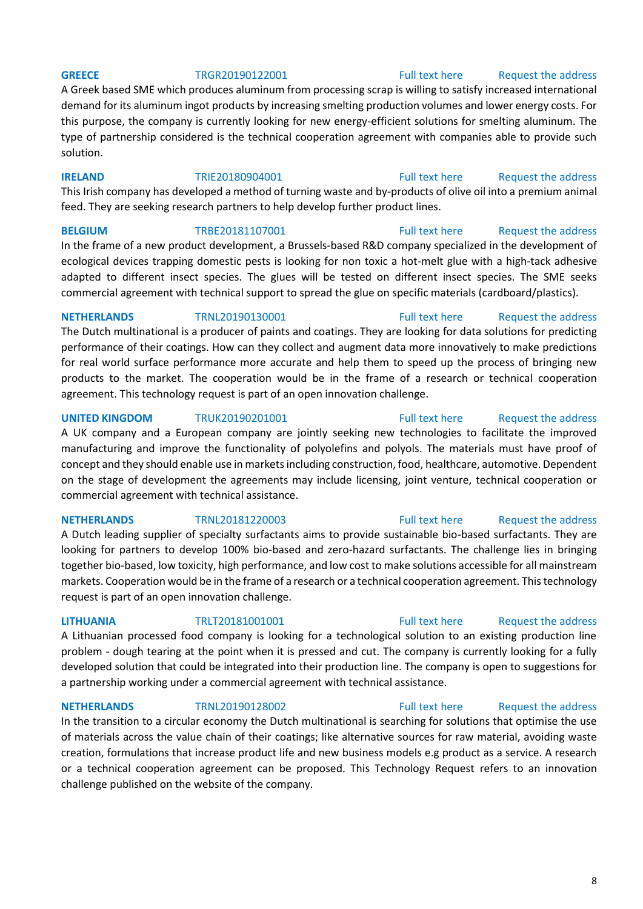**GREECE** TRGR20190122001 Full text here Request the address

A Greek based SME which produces aluminum from processing scrap is willing to satisfy increased international demand for its aluminum ingot products by increasing smelting production volumes and lower energy costs. For this purpose, the company is currently looking for new energy-efficient solutions for smelting aluminum. The type of partnership considered is the technical cooperation agreement with companies able to provide such solution.

**IRELAND** TRIE20180904001 Full text here Request the address

This Irish company has developed a method of turning waste and by-products of olive oil into a premium animal feed. They are seeking research partners to help develop further product lines.

**BELGIUM** TRBE20181107001 Full text here Request the address

In the frame of a new product development, a Brussels-based R&D company specialized in the development of ecological devices trapping domestic pests is looking for non toxic a hot-melt glue with a high-tack adhesive adapted to different insect species. The glues will be tested on different insect species. The SME seeks commercial agreement with technical support to spread the glue on specific materials (cardboard/plastics).

**NETHERLANDS** TRNL20190130001 Full text here Request the address

The Dutch multinational is a producer of paints and coatings. They are looking for data solutions for predicting performance of their coatings. How can they collect and augment data more innovatively to make predictions for real world surface performance more accurate and help them to speed up the process of bringing new products to the market. The cooperation would be in the frame of a research or technical cooperation agreement. This technology request is part of an open innovation challenge.

**UNITED KINGDOM** TRUK20190201001 Full text here Request the address

A UK company and a European company are jointly seeking new technologies to facilitate the improved manufacturing and improve the functionality of polyolefins and polyols. The materials must have proof of concept and they should enable use in markets including construction, food, healthcare, automotive. Dependent on the stage of development the agreements may include licensing, joint venture, technical cooperation or commercial agreement with technical assistance.

**NETHERLANDS** TRNL20181220003 Full text here Request the address

A Dutch leading supplier of specialty surfactants aims to provide sustainable bio-based surfactants. They are looking for partners to develop 100% bio-based and zero-hazard surfactants. The challenge lies in bringing together bio-based, low toxicity, high performance, and low cost to make solutions accessible for all mainstream markets. Cooperation would be in the frame of a research or a technical cooperation agreement. This technology request is part of an open innovation challenge.

**LITHUANIA** TRLT20181001001 Full text here Request the address

A Lithuanian processed food company is looking for a technological solution to an existing production line problem - dough tearing at the point when it is pressed and cut. The company is currently looking for a fully developed solution that could be integrated into their production line. The company is open to suggestions for a partnership working under a commercial agreement with technical assistance.

**NETHERLANDS** TRNL20190128002 Full text here Request the address

In the transition to a circular economy the Dutch multinational is searching for solutions that optimise the use of materials across the value chain of their coatings; like alternative sources for raw material, avoiding waste creation, formulations that increase product life and new business models e.g product as a service. A research or a technical cooperation agreement can be proposed. This Technology Request refers to an innovation challenge published on the website of the company.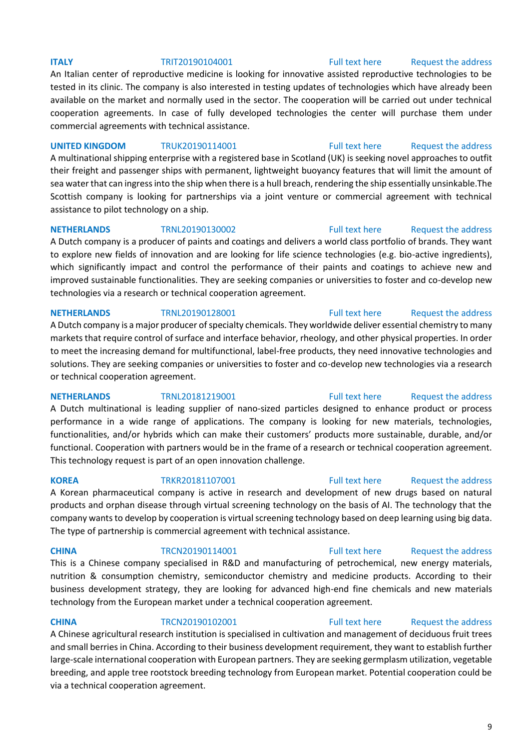**ITALY** TRIT20190104001 Full text here Request the address

An Italian center of reproductive medicine is looking for innovative assisted reproductive technologies to be tested in its clinic. The company is also interested in testing updates of technologies which have already been available on the market and normally used in the sector. The cooperation will be carried out under technical cooperation agreements. In case of fully developed technologies the center will purchase them under commercial agreements with technical assistance.

**UNITED KINGDOM** TRUK20190114001 Full text here Request the address

A multinational shipping enterprise with a registered base in Scotland (UK) is seeking novel approaches to outfit their freight and passenger ships with permanent, lightweight buoyancy features that will limit the amount of sea water that can ingress into the ship when there is a hull breach, rendering the ship essentially unsinkable.The Scottish company is looking for partnerships via a joint venture or commercial agreement with technical assistance to pilot technology on a ship.

**NETHERLANDS** TRNL20190130002 Full text here Request the address

A Dutch company is a producer of paints and coatings and delivers a world class portfolio of brands. They want to explore new fields of innovation and are looking for life science technologies (e.g. bio-active ingredients), which significantly impact and control the performance of their paints and coatings to achieve new and improved sustainable functionalities. They are seeking companies or universities to foster and co-develop new technologies via a research or technical cooperation agreement.

**NETHERLANDS** TRNL20190128001 Full text here Request the address

A Dutch company is a major producer of specialty chemicals. They worldwide deliver essential chemistry to many markets that require control of surface and interface behavior, rheology, and other physical properties. In order to meet the increasing demand for multifunctional, label-free products, they need innovative technologies and solutions. They are seeking companies or universities to foster and co-develop new technologies via a research or technical cooperation agreement.

**NETHERLANDS** TRNL20181219001 Full text here Request the address

A Dutch multinational is leading supplier of nano-sized particles designed to enhance product or process performance in a wide range of applications. The company is looking for new materials, technologies, functionalities, and/or hybrids which can make their customers' products more sustainable, durable, and/or functional. Cooperation with partners would be in the frame of a research or technical cooperation agreement. This technology request is part of an open innovation challenge.

**KOREA** TRKR20181107001 Full text here Request the address

A Korean pharmaceutical company is active in research and development of new drugs based on natural products and orphan disease through virtual screening technology on the basis of AI. The technology that the company wants to develop by cooperation is virtual screening technology based on deep learning using big data. The type of partnership is commercial agreement with technical assistance.

**CHINA** TRCN20190114001 Full text here Request the address

This is a Chinese company specialised in R&D and manufacturing of petrochemical, new energy materials, nutrition & consumption chemistry, semiconductor chemistry and medicine products. According to their business development strategy, they are looking for advanced high-end fine chemicals and new materials technology from the European market under a technical cooperation agreement.

**CHINA** TRCN20190102001 Full text here Request the address

A Chinese agricultural research institution is specialised in cultivation and management of deciduous fruit trees and small berries in China. According to their business development requirement, they want to establish further large-scale international cooperation with European partners. They are seeking germplasm utilization, vegetable breeding, and apple tree rootstock breeding technology from European market. Potential cooperation could be via a technical cooperation agreement.